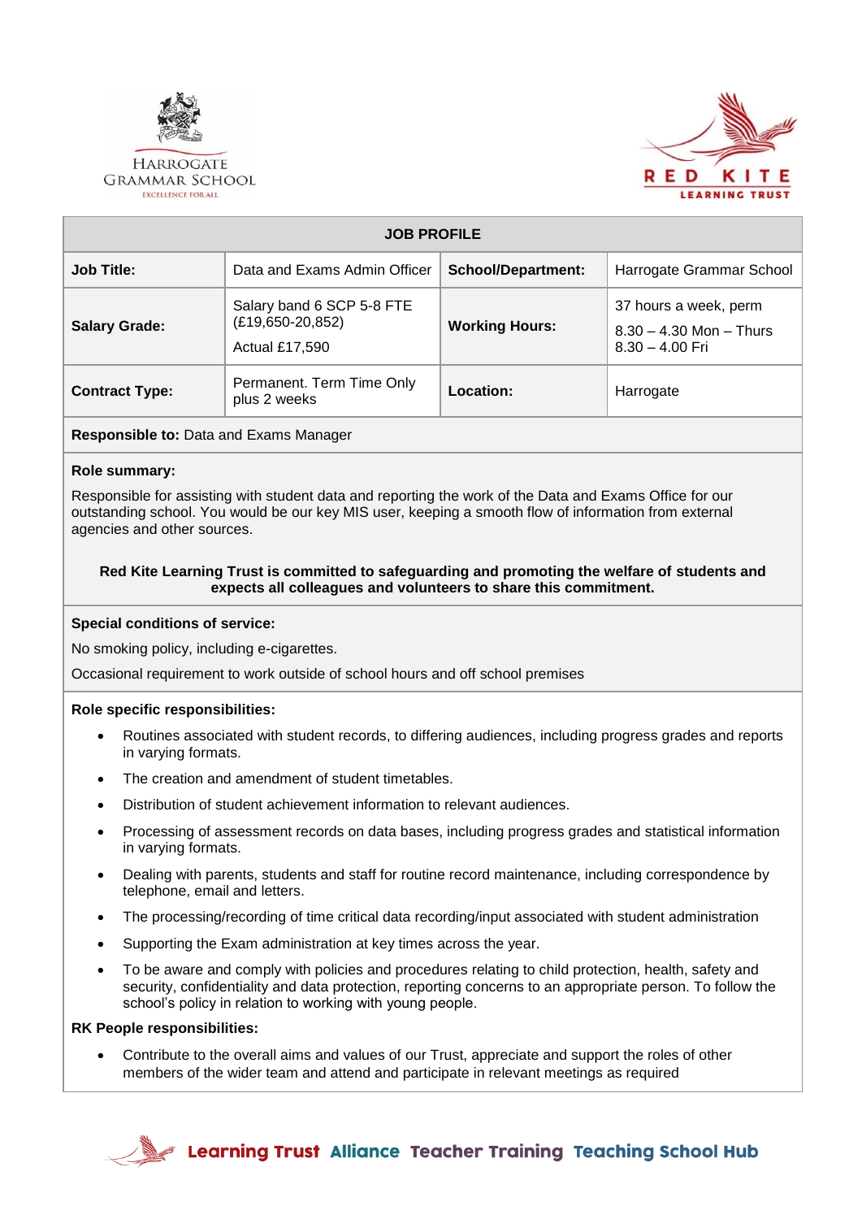Harrogate Grammar School
Excellence for all

Red Kite Learning Trust

| JOB PROFILE | | | |
|---|---|---|---|
| **Job Title:** | Data and Exams Admin Officer | **School/Department:** | Harrogate Grammar School |
| **Salary Grade:** | Salary band 6 SCP 5-8 FTE (£19,650-20,852)<br>Actual £17,590 | **Working Hours:** | 37 hours a week, perm<br>8.30 – 4.30 Mon – Thurs<br>8.30 – 4.00 Fri |
| **Contract Type:** | Permanent. Term Time Only plus 2 weeks | **Location:** | Harrogate |

**Responsible to:** Data and Exams Manager

**Role summary:**

Responsible for assisting with student data and reporting the work of the Data and Exams Office for our outstanding school. You would be our key MIS user, keeping a smooth flow of information from external agencies and other sources.

**Red Kite Learning Trust is committed to safeguarding and promoting the welfare of students and expects all colleagues and volunteers to share this commitment.**

**Special conditions of service:**

No smoking policy, including e-cigarettes.

Occasional requirement to work outside of school hours and off school premises

**Role specific responsibilities:**

- Routines associated with student records, to differing audiences, including progress grades and reports in varying formats.
- The creation and amendment of student timetables.
- Distribution of student achievement information to relevant audiences.
- Processing of assessment records on data bases, including progress grades and statistical information in varying formats.
- Dealing with parents, students and staff for routine record maintenance, including correspondence by telephone, email and letters.
- The processing/recording of time critical data recording/input associated with student administration
- Supporting the Exam administration at key times across the year.
- To be aware and comply with policies and procedures relating to child protection, health, safety and security, confidentiality and data protection, reporting concerns to an appropriate person. To follow the school's policy in relation to working with young people.

**RK People responsibilities:**

- Contribute to the overall aims and values of our Trust, appreciate and support the roles of other members of the wider team and attend and participate in relevant meetings as required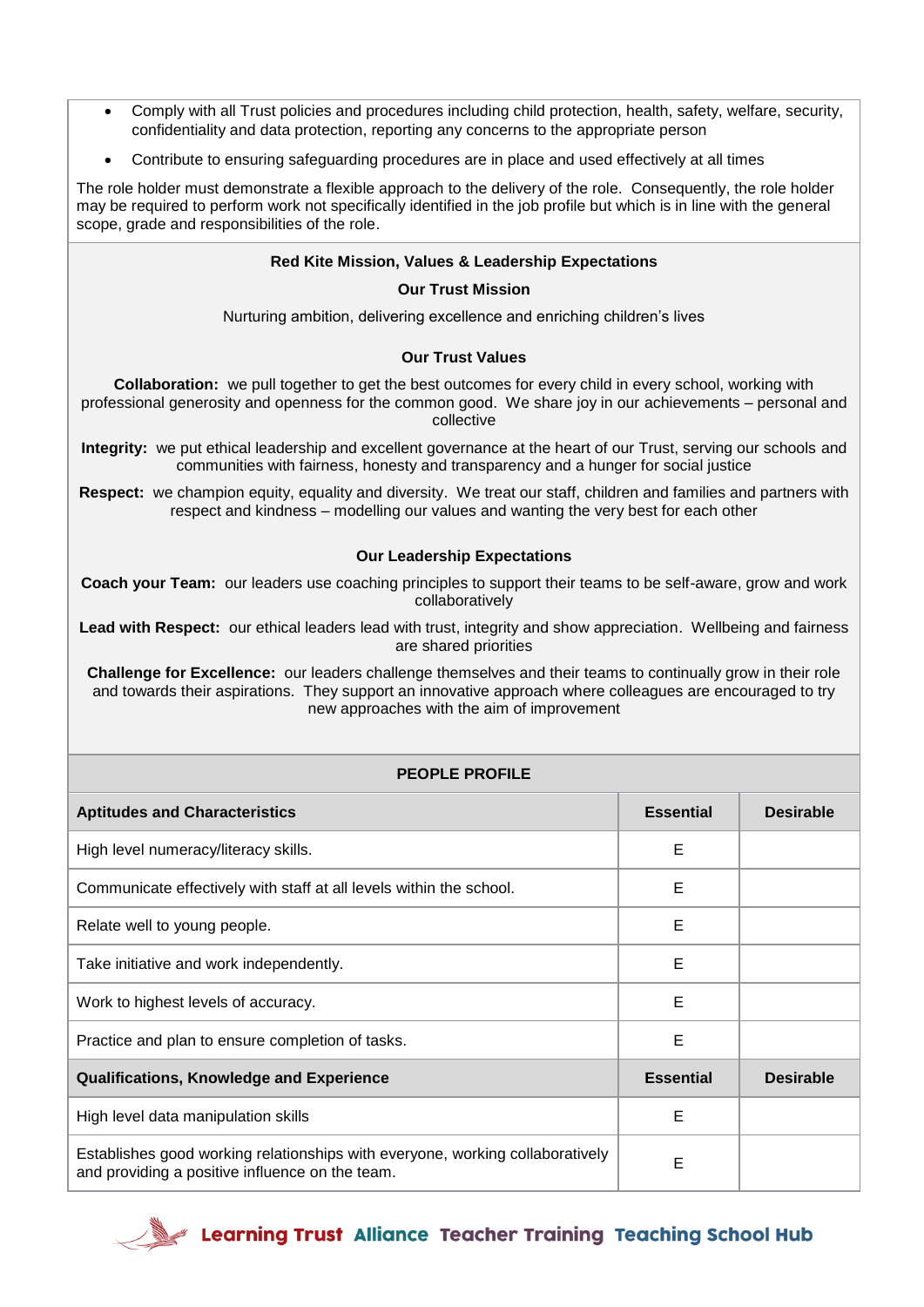- Comply with all Trust policies and procedures including child protection, health, safety, welfare, security, confidentiality and data protection, reporting any concerns to the appropriate person
- Contribute to ensuring safeguarding procedures are in place and used effectively at all times

The role holder must demonstrate a flexible approach to the delivery of the role. Consequently, the role holder may be required to perform work not specifically identified in the job profile but which is in line with the general scope, grade and responsibilities of the role.

**Red Kite Mission, Values & Leadership Expectations**

**Our Trust Mission**

Nurturing ambition, delivering excellence and enriching children's lives

**Our Trust Values**

**Collaboration:** we pull together to get the best outcomes for every child in every school, working with professional generosity and openness for the common good. We share joy in our achievements – personal and collective

**Integrity:** we put ethical leadership and excellent governance at the heart of our Trust, serving our schools and communities with fairness, honesty and transparency and a hunger for social justice

**Respect:** we champion equity, equality and diversity. We treat our staff, children and families and partners with respect and kindness – modelling our values and wanting the very best for each other

**Our Leadership Expectations**

**Coach your Team:** our leaders use coaching principles to support their teams to be self-aware, grow and work collaboratively

**Lead with Respect:** our ethical leaders lead with trust, integrity and show appreciation. Wellbeing and fairness are shared priorities

**Challenge for Excellence:** our leaders challenge themselves and their teams to continually grow in their role and towards their aspirations. They support an innovative approach where colleagues are encouraged to try new approaches with the aim of improvement

**PEOPLE PROFILE**

| **Aptitudes and Characteristics** | **Essential** | **Desirable** |
|---|---|---|
| High level numeracy/literacy skills. | E | |
| Communicate effectively with staff at all levels within the school. | E | |
| Relate well to young people. | E | |
| Take initiative and work independently. | E | |
| Work to highest levels of accuracy. | E | |
| Practice and plan to ensure completion of tasks. | E | |
| **Qualifications, Knowledge and Experience** | **Essential** | **Desirable** |
| High level data manipulation skills | E | |
| Establishes good working relationships with everyone, working collaboratively and providing a positive influence on the team. | E | |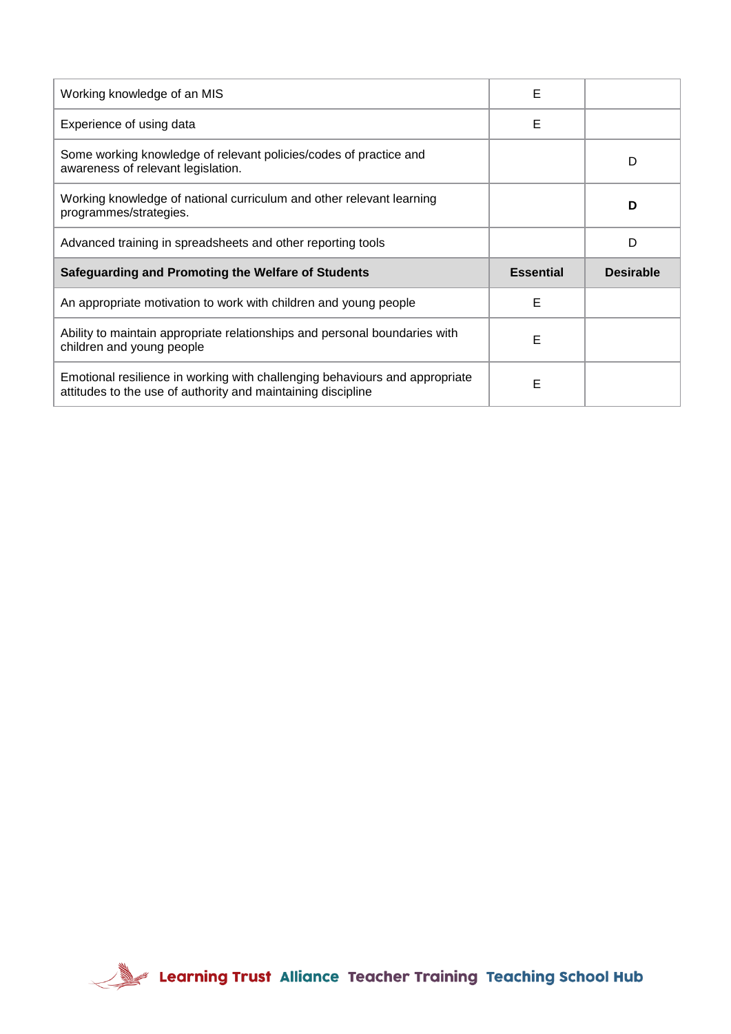| | | |
|---|---|---|
| Working knowledge of an MIS | E | |
| Experience of using data | E | |
| Some working knowledge of relevant policies/codes of practice and awareness of relevant legislation. | | D |
| Working knowledge of national curriculum and other relevant learning programmes/strategies. | | **D** |
| Advanced training in spreadsheets and other reporting tools | | D |
| **Safeguarding and Promoting the Welfare of Students** | **Essential** | **Desirable** |
| An appropriate motivation to work with children and young people | E | |
| Ability to maintain appropriate relationships and personal boundaries with children and young people | E | |
| Emotional resilience in working with challenging behaviours and appropriate attitudes to the use of authority and maintaining discipline | E | |